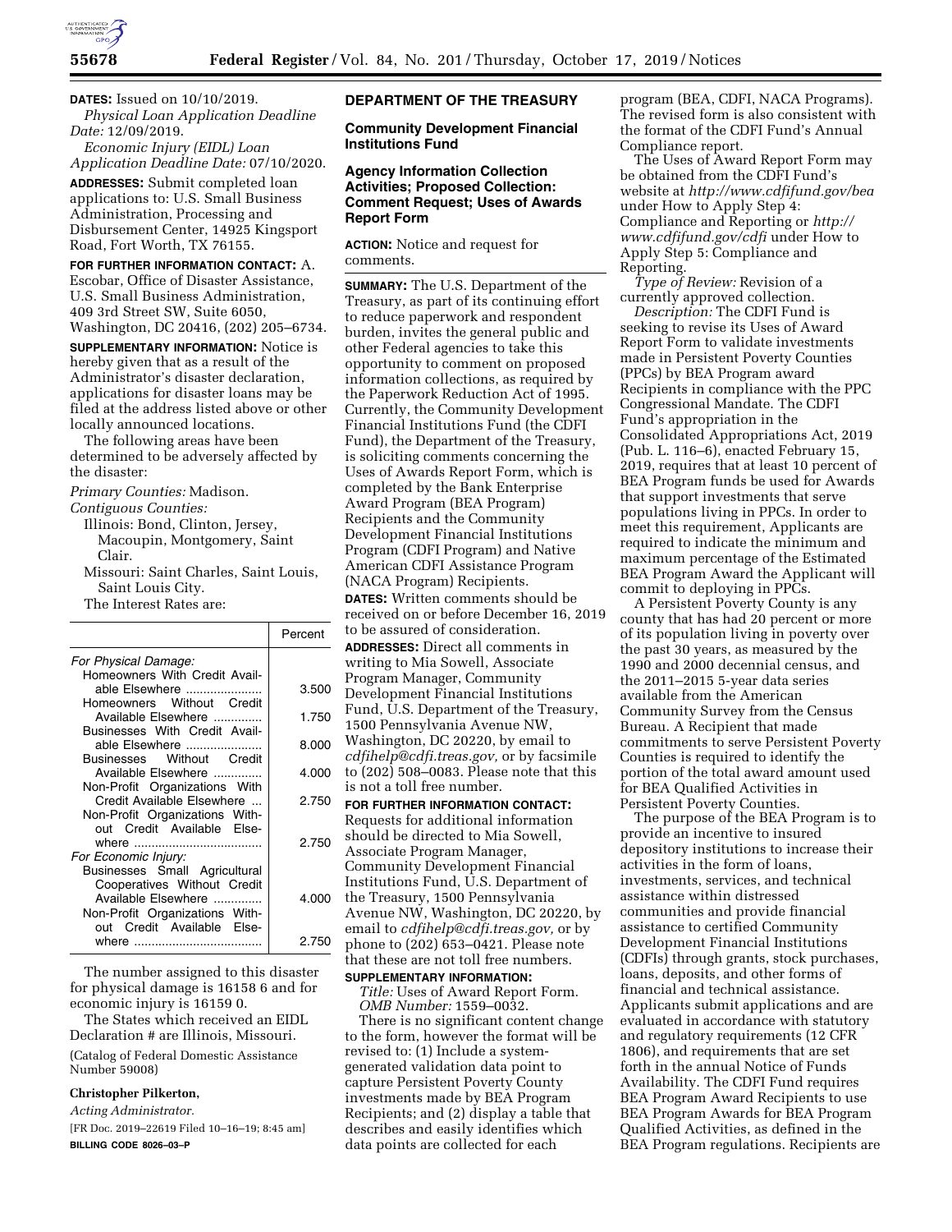**DATES:** Issued on 10/10/2019.

*Physical Loan Application Deadline Date:* 12/09/2019.

*Economic Injury (EIDL) Loan Application Deadline Date:* 07/10/2020.

**ADDRESSES:** Submit completed loan applications to: U.S. Small Business Administration, Processing and Disbursement Center, 14925 Kingsport Road, Fort Worth, TX 76155.

**FOR FURTHER INFORMATION CONTACT:** A. Escobar, Office of Disaster Assistance, U.S. Small Business Administration, 409 3rd Street SW, Suite 6050, Washington, DC 20416, (202) 205–6734.

**SUPPLEMENTARY INFORMATION:** Notice is hereby given that as a result of the Administrator's disaster declaration, applications for disaster loans may be filed at the address listed above or other locally announced locations.

The following areas have been determined to be adversely affected by the disaster:

*Primary Counties:* Madison.

*Contiguous Counties:*

Illinois: Bond, Clinton, Jersey, Macoupin, Montgomery, Saint Clair.

Missouri: Saint Charles, Saint Louis, Saint Louis City.

The Interest Rates are:

| | Percent |
|---|---|
| *For Physical Damage:* | |
| Homeowners With Credit Available Elsewhere | 3.500 |
| Homeowners Without Credit Available Elsewhere | 1.750 |
| Businesses With Credit Available Elsewhere | 8.000 |
| Businesses Without Credit Available Elsewhere | 4.000 |
| Non-Profit Organizations With Credit Available Elsewhere | 2.750 |
| Non-Profit Organizations Without Credit Available Elsewhere | 2.750 |
| *For Economic Injury:* | |
| Businesses Small Agricultural Cooperatives Without Credit Available Elsewhere | 4.000 |
| Non-Profit Organizations Without Credit Available Elsewhere | 2.750 |

The number assigned to this disaster for physical damage is 16158 6 and for economic injury is 16159 0.

The States which received an EIDL Declaration # are Illinois, Missouri.

(Catalog of Federal Domestic Assistance Number 59008)

**Christopher Pilkerton,**

*Acting Administrator.*

[FR Doc. 2019–22619 Filed 10–16–19; 8:45 am]

**BILLING CODE 8026–03–P**

## DEPARTMENT OF THE TREASURY

### Community Development Financial Institutions Fund

### Agency Information Collection Activities; Proposed Collection: Comment Request; Uses of Awards Report Form

**ACTION:** Notice and request for comments.

**SUMMARY:** The U.S. Department of the Treasury, as part of its continuing effort to reduce paperwork and respondent burden, invites the general public and other Federal agencies to take this opportunity to comment on proposed information collections, as required by the Paperwork Reduction Act of 1995. Currently, the Community Development Financial Institutions Fund (the CDFI Fund), the Department of the Treasury, is soliciting comments concerning the Uses of Awards Report Form, which is completed by the Bank Enterprise Award Program (BEA Program) Recipients and the Community Development Financial Institutions Program (CDFI Program) and Native American CDFI Assistance Program (NACA Program) Recipients.

**DATES:** Written comments should be received on or before December 16, 2019 to be assured of consideration.

**ADDRESSES:** Direct all comments in writing to Mia Sowell, Associate Program Manager, Community Development Financial Institutions Fund, U.S. Department of the Treasury, 1500 Pennsylvania Avenue NW, Washington, DC 20220, by email to *cdfihelp@cdfi.treas.gov,* or by facsimile to (202) 508–0083. Please note that this is not a toll free number.

**FOR FURTHER INFORMATION CONTACT:** Requests for additional information should be directed to Mia Sowell, Associate Program Manager, Community Development Financial Institutions Fund, U.S. Department of the Treasury, 1500 Pennsylvania Avenue NW, Washington, DC 20220, by email to *cdfihelp@cdfi.treas.gov,* or by phone to (202) 653–0421. Please note that these are not toll free numbers.

**SUPPLEMENTARY INFORMATION:**

*Title:* Uses of Award Report Form.

*OMB Number:* 1559–0032.

There is no significant content change to the form, however the format will be revised to: (1) Include a system-generated validation data point to capture Persistent Poverty County investments made by BEA Program Recipients; and (2) display a table that describes and easily identifies which data points are collected for each program (BEA, CDFI, NACA Programs). The revised form is also consistent with the format of the CDFI Fund's Annual Compliance report.

The Uses of Award Report Form may be obtained from the CDFI Fund's website at *http://www.cdfifund.gov/bea* under How to Apply Step 4: Compliance and Reporting or *http://www.cdfifund.gov/cdfi* under How to Apply Step 5: Compliance and Reporting.

*Type of Review:* Revision of a currently approved collection.

*Description:* The CDFI Fund is seeking to revise its Uses of Award Report Form to validate investments made in Persistent Poverty Counties (PPCs) by BEA Program award Recipients in compliance with the PPC Congressional Mandate. The CDFI Fund's appropriation in the Consolidated Appropriations Act, 2019 (Pub. L. 116–6), enacted February 15, 2019, requires that at least 10 percent of BEA Program funds be used for Awards that support investments that serve populations living in PPCs. In order to meet this requirement, Applicants are required to indicate the minimum and maximum percentage of the Estimated BEA Program Award the Applicant will commit to deploying in PPCs.

A Persistent Poverty County is any county that has had 20 percent or more of its population living in poverty over the past 30 years, as measured by the 1990 and 2000 decennial census, and the 2011–2015 5-year data series available from the American Community Survey from the Census Bureau. A Recipient that made commitments to serve Persistent Poverty Counties is required to identify the portion of the total award amount used for BEA Qualified Activities in Persistent Poverty Counties.

The purpose of the BEA Program is to provide an incentive to insured depository institutions to increase their activities in the form of loans, investments, services, and technical assistance within distressed communities and provide financial assistance to certified Community Development Financial Institutions (CDFIs) through grants, stock purchases, loans, deposits, and other forms of financial and technical assistance. Applicants submit applications and are evaluated in accordance with statutory and regulatory requirements (12 CFR 1806), and requirements that are set forth in the annual Notice of Funds Availability. The CDFI Fund requires BEA Program Award Recipients to use BEA Program Awards for BEA Program Qualified Activities, as defined in the BEA Program regulations. Recipients are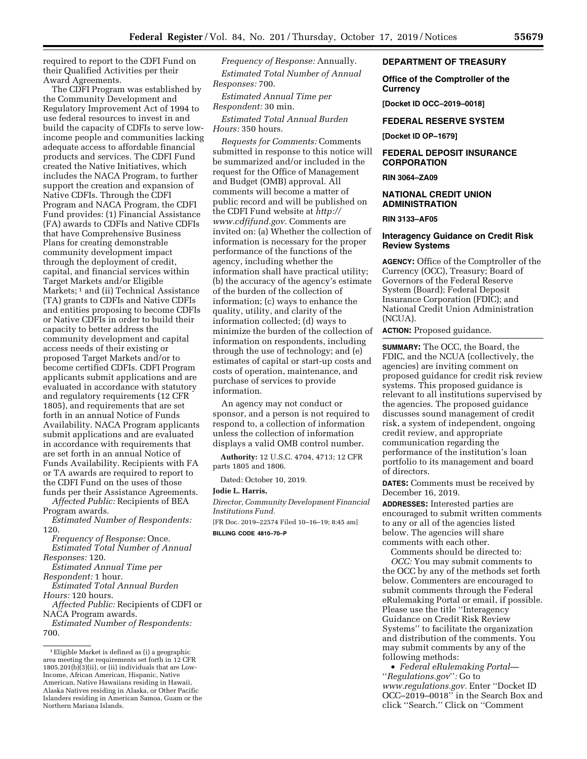required to report to the CDFI Fund on their Qualified Activities per their Award Agreements.

The CDFI Program was established by the Community Development and Regulatory Improvement Act of 1994 to use federal resources to invest in and build the capacity of CDFIs to serve low-income people and communities lacking adequate access to affordable financial products and services. The CDFI Fund created the Native Initiatives, which includes the NACA Program, to further support the creation and expansion of Native CDFIs. Through the CDFI Program and NACA Program, the CDFI Fund provides: (1) Financial Assistance (FA) awards to CDFIs and Native CDFIs that have Comprehensive Business Plans for creating demonstrable community development impact through the deployment of credit, capital, and financial services within Target Markets and/or Eligible Markets; [1] and (ii) Technical Assistance (TA) grants to CDFIs and Native CDFIs and entities proposing to become CDFIs or Native CDFIs in order to build their capacity to better address the community development and capital access needs of their existing or proposed Target Markets and/or to become certified CDFIs. CDFI Program applicants submit applications and are evaluated in accordance with statutory and regulatory requirements (12 CFR 1805), and requirements that are set forth in an annual Notice of Funds Availability. NACA Program applicants submit applications and are evaluated in accordance with requirements that are set forth in an annual Notice of Funds Availability. Recipients with FA or TA awards are required to report to the CDFI Fund on the uses of those funds per their Assistance Agreements.

*Affected Public:* Recipients of BEA Program awards.

*Estimated Number of Respondents:* 120.

*Frequency of Response:* Once.

*Estimated Total Number of Annual Responses:* 120.

*Estimated Annual Time per Respondent:* 1 hour.

*Estimated Total Annual Burden Hours:* 120 hours.

*Affected Public:* Recipients of CDFI or NACA Program awards.

*Estimated Number of Respondents:* 700.

[1] Eligible Market is defined as (i) a geographic area meeting the requirements set forth in 12 CFR 1805.201(b)(3)(ii), or (ii) individuals that are Low-Income, African American, Hispanic, Native American, Native Hawaiians residing in Hawaii, Alaska Natives residing in Alaska, or Other Pacific Islanders residing in American Samoa, Guam or the Northern Mariana Islands.

*Frequency of Response:* Annually.

*Estimated Total Number of Annual Responses:* 700.

*Estimated Annual Time per Respondent:* 30 min.

*Estimated Total Annual Burden Hours:* 350 hours.

*Requests for Comments:* Comments submitted in response to this notice will be summarized and/or included in the request for the Office of Management and Budget (OMB) approval. All comments will become a matter of public record and will be published on the CDFI Fund website at *http://www.cdfifund.gov*. Comments are invited on: (a) Whether the collection of information is necessary for the proper performance of the functions of the agency, including whether the information shall have practical utility; (b) the accuracy of the agency's estimate of the burden of the collection of information; (c) ways to enhance the quality, utility, and clarity of the information collected; (d) ways to minimize the burden of the collection of information on respondents, including through the use of technology; and (e) estimates of capital or start-up costs and costs of operation, maintenance, and purchase of services to provide information.

An agency may not conduct or sponsor, and a person is not required to respond to, a collection of information unless the collection of information displays a valid OMB control number.

**Authority:** 12 U.S.C. 4704, 4713; 12 CFR parts 1805 and 1806.

Dated: October 10, 2019.

**Jodie L. Harris,**

*Director, Community Development Financial Institutions Fund.*

[FR Doc. 2019–22574 Filed 10–16–19; 8:45 am]

**BILLING CODE 4810–70–P**

## DEPARTMENT OF TREASURY

### Office of the Comptroller of the Currency

**[Docket ID OCC–2019–0018]**

## FEDERAL RESERVE SYSTEM

**[Docket ID OP–1679]**

## FEDERAL DEPOSIT INSURANCE CORPORATION

**RIN 3064–ZA09**

## NATIONAL CREDIT UNION ADMINISTRATION

**RIN 3133–AF05**

### Interagency Guidance on Credit Risk Review Systems

**AGENCY:** Office of the Comptroller of the Currency (OCC), Treasury; Board of Governors of the Federal Reserve System (Board); Federal Deposit Insurance Corporation (FDIC); and National Credit Union Administration (NCUA).

**ACTION:** Proposed guidance.

**SUMMARY:** The OCC, the Board, the FDIC, and the NCUA (collectively, the agencies) are inviting comment on proposed guidance for credit risk review systems. This proposed guidance is relevant to all institutions supervised by the agencies. The proposed guidance discusses sound management of credit risk, a system of independent, ongoing credit review, and appropriate communication regarding the performance of the institution's loan portfolio to its management and board of directors.

**DATES:** Comments must be received by December 16, 2019.

**ADDRESSES:** Interested parties are encouraged to submit written comments to any or all of the agencies listed below. The agencies will share comments with each other.

Comments should be directed to:

*OCC:* You may submit comments to the OCC by any of the methods set forth below. Commenters are encouraged to submit comments through the Federal eRulemaking Portal or email, if possible. Please use the title ''Interagency Guidance on Credit Risk Review Systems'' to facilitate the organization and distribution of the comments. You may submit comments by any of the following methods:

- *Federal eRulemaking Portal—''Regulations.gov'':* Go to *www.regulations.gov.* Enter ''Docket ID OCC–2019–0018'' in the Search Box and click ''Search.'' Click on ''Comment